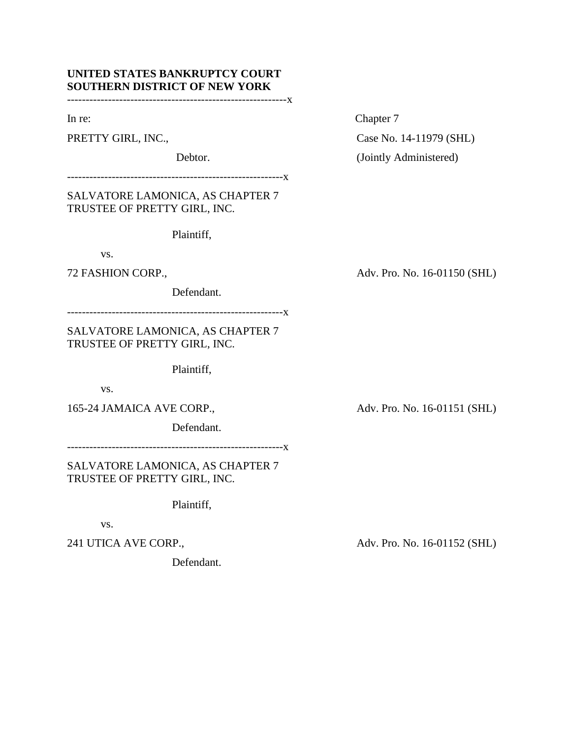**UNITED STATES BANKRUPTCY COURT**
**SOUTHERN DISTRICT OF NEW YORK**

-----------------------------------------------------------x

| | |
|---|---|
| In re: | Chapter 7 |
| PRETTY GIRL, INC., | Case No. 14-11979 (SHL) |
| Debtor. | (Jointly Administered) |

-----------------------------------------------------------x

| | |
|---|---|
| SALVATORE LAMONICA, AS CHAPTER 7 TRUSTEE OF PRETTY GIRL, INC. | |
| Plaintiff, | |
| vs. | |
| 72 FASHION CORP., | Adv. Pro. No. 16-01150 (SHL) |
| Defendant. | |

-----------------------------------------------------------x

| | |
|---|---|
| SALVATORE LAMONICA, AS CHAPTER 7 TRUSTEE OF PRETTY GIRL, INC. | |
| Plaintiff, | |
| vs. | |
| 165-24 JAMAICA AVE CORP., | Adv. Pro. No. 16-01151 (SHL) |
| Defendant. | |

-----------------------------------------------------------x

| | |
|---|---|
| SALVATORE LAMONICA, AS CHAPTER 7 TRUSTEE OF PRETTY GIRL, INC. | |
| Plaintiff, | |
| vs. | |
| 241 UTICA AVE CORP., | Adv. Pro. No. 16-01152 (SHL) |
| Defendant. | |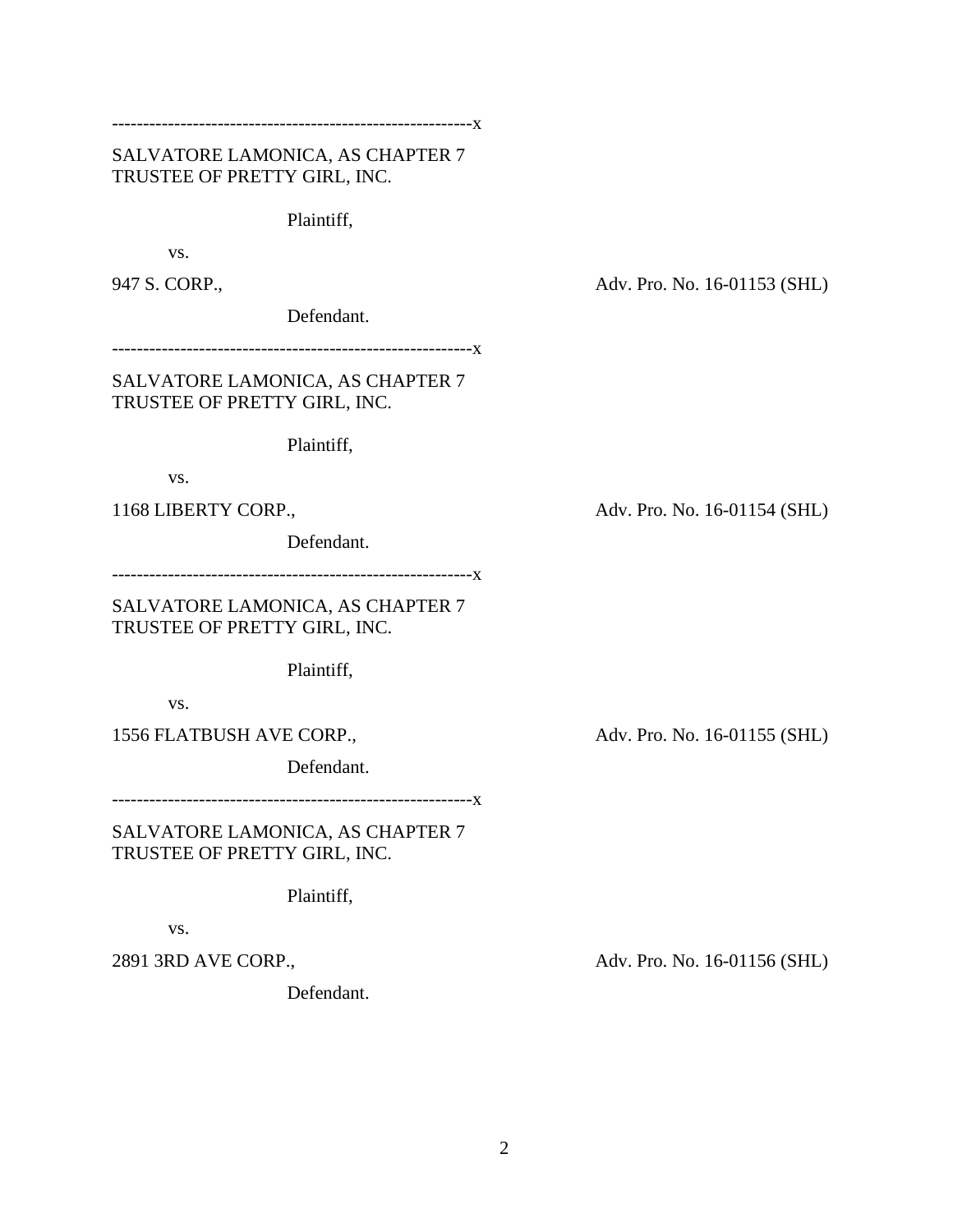----------------------------------------------------------x

SALVATORE LAMONICA, AS CHAPTER 7 TRUSTEE OF PRETTY GIRL, INC.

Plaintiff,

vs.

947 S. CORP., Adv. Pro. No. 16-01153 (SHL)

Defendant.

----------------------------------------------------------x

SALVATORE LAMONICA, AS CHAPTER 7 TRUSTEE OF PRETTY GIRL, INC.

Plaintiff,

vs.

1168 LIBERTY CORP., Adv. Pro. No. 16-01154 (SHL)

Defendant.

----------------------------------------------------------x

SALVATORE LAMONICA, AS CHAPTER 7 TRUSTEE OF PRETTY GIRL, INC.

Plaintiff,

vs.

1556 FLATBUSH AVE CORP., Adv. Pro. No. 16-01155 (SHL)

Defendant.

----------------------------------------------------------x

SALVATORE LAMONICA, AS CHAPTER 7 TRUSTEE OF PRETTY GIRL, INC.

Plaintiff,

vs.

2891 3RD AVE CORP., Adv. Pro. No. 16-01156 (SHL)

Defendant.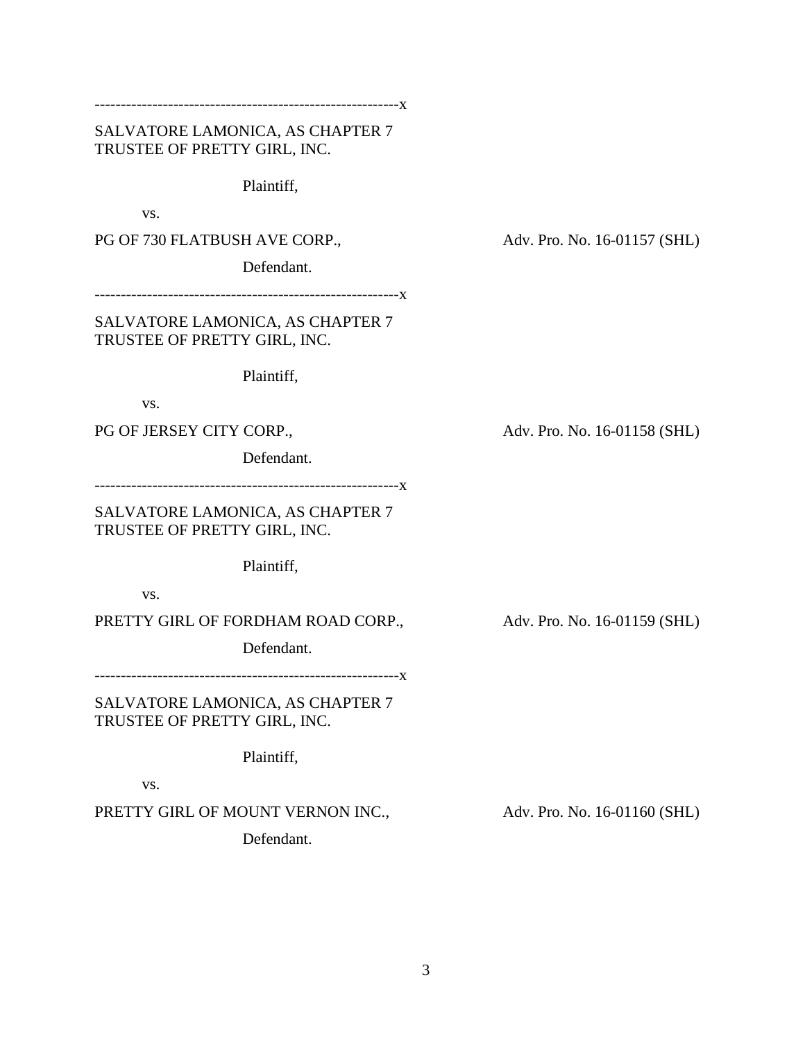----------------------------------------------------------x

SALVATORE LAMONICA, AS CHAPTER 7
TRUSTEE OF PRETTY GIRL, INC.

Plaintiff,

vs.

PG OF 730 FLATBUSH AVE CORP., Adv. Pro. No. 16-01157 (SHL)

Defendant.

----------------------------------------------------------x

SALVATORE LAMONICA, AS CHAPTER 7
TRUSTEE OF PRETTY GIRL, INC.

Plaintiff,

vs.

PG OF JERSEY CITY CORP., Adv. Pro. No. 16-01158 (SHL)

Defendant.

----------------------------------------------------------x

SALVATORE LAMONICA, AS CHAPTER 7
TRUSTEE OF PRETTY GIRL, INC.

Plaintiff,

vs.

PRETTY GIRL OF FORDHAM ROAD CORP., Adv. Pro. No. 16-01159 (SHL)

Defendant.

----------------------------------------------------------x

SALVATORE LAMONICA, AS CHAPTER 7
TRUSTEE OF PRETTY GIRL, INC.

Plaintiff,

vs.

PRETTY GIRL OF MOUNT VERNON INC., Adv. Pro. No. 16-01160 (SHL)

Defendant.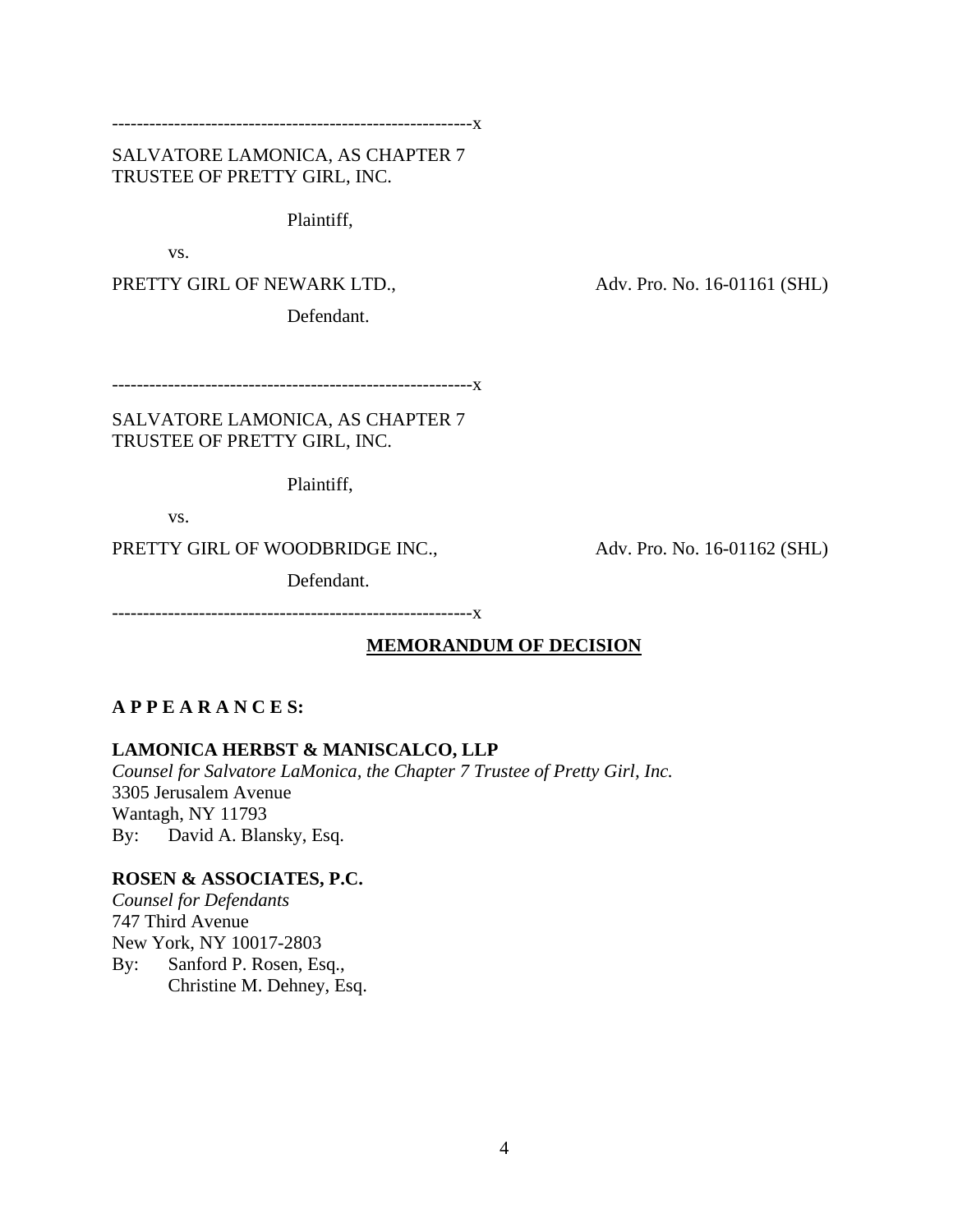---------------------------------------------------------x

SALVATORE LAMONICA, AS CHAPTER 7
TRUSTEE OF PRETTY GIRL, INC.

Plaintiff,

vs.

PRETTY GIRL OF NEWARK LTD., Adv. Pro. No. 16-01161 (SHL)

Defendant.

---------------------------------------------------------x

SALVATORE LAMONICA, AS CHAPTER 7
TRUSTEE OF PRETTY GIRL, INC.

Plaintiff,

vs.

PRETTY GIRL OF WOODBRIDGE INC., Adv. Pro. No. 16-01162 (SHL)

Defendant.

---------------------------------------------------------x

**MEMORANDUM OF DECISION**

**A P P E A R A N C E S:**

**LAMONICA HERBST & MANISCALCO, LLP**
*Counsel for Salvatore LaMonica, the Chapter 7 Trustee of Pretty Girl, Inc.*
3305 Jerusalem Avenue
Wantagh, NY 11793
By: David A. Blansky, Esq.

**ROSEN & ASSOCIATES, P.C.**
*Counsel for Defendants*
747 Third Avenue
New York, NY 10017-2803
By: Sanford P. Rosen, Esq.,
Christine M. Dehney, Esq.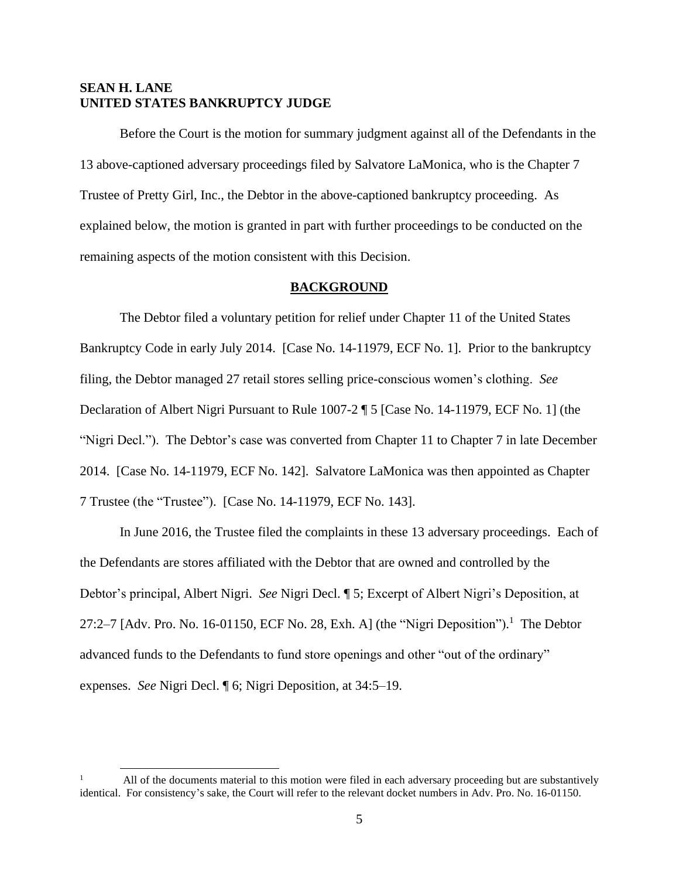**SEAN H. LANE**
**UNITED STATES BANKRUPTCY JUDGE**

Before the Court is the motion for summary judgment against all of the Defendants in the 13 above-captioned adversary proceedings filed by Salvatore LaMonica, who is the Chapter 7 Trustee of Pretty Girl, Inc., the Debtor in the above-captioned bankruptcy proceeding. As explained below, the motion is granted in part with further proceedings to be conducted on the remaining aspects of the motion consistent with this Decision.

## BACKGROUND

The Debtor filed a voluntary petition for relief under Chapter 11 of the United States Bankruptcy Code in early July 2014. [Case No. 14-11979, ECF No. 1]. Prior to the bankruptcy filing, the Debtor managed 27 retail stores selling price-conscious women's clothing. *See* Declaration of Albert Nigri Pursuant to Rule 1007-2 ¶ 5 [Case No. 14-11979, ECF No. 1] (the "Nigri Decl."). The Debtor's case was converted from Chapter 11 to Chapter 7 in late December 2014. [Case No. 14-11979, ECF No. 142]. Salvatore LaMonica was then appointed as Chapter 7 Trustee (the "Trustee"). [Case No. 14-11979, ECF No. 143].

In June 2016, the Trustee filed the complaints in these 13 adversary proceedings. Each of the Defendants are stores affiliated with the Debtor that are owned and controlled by the Debtor's principal, Albert Nigri. *See* Nigri Decl. ¶ 5; Excerpt of Albert Nigri's Deposition, at 27:2–7 [Adv. Pro. No. 16-01150, ECF No. 28, Exh. A] (the "Nigri Deposition").[1] The Debtor advanced funds to the Defendants to fund store openings and other "out of the ordinary" expenses. *See* Nigri Decl. ¶ 6; Nigri Deposition, at 34:5–19.

[1] All of the documents material to this motion were filed in each adversary proceeding but are substantively identical. For consistency's sake, the Court will refer to the relevant docket numbers in Adv. Pro. No. 16-01150.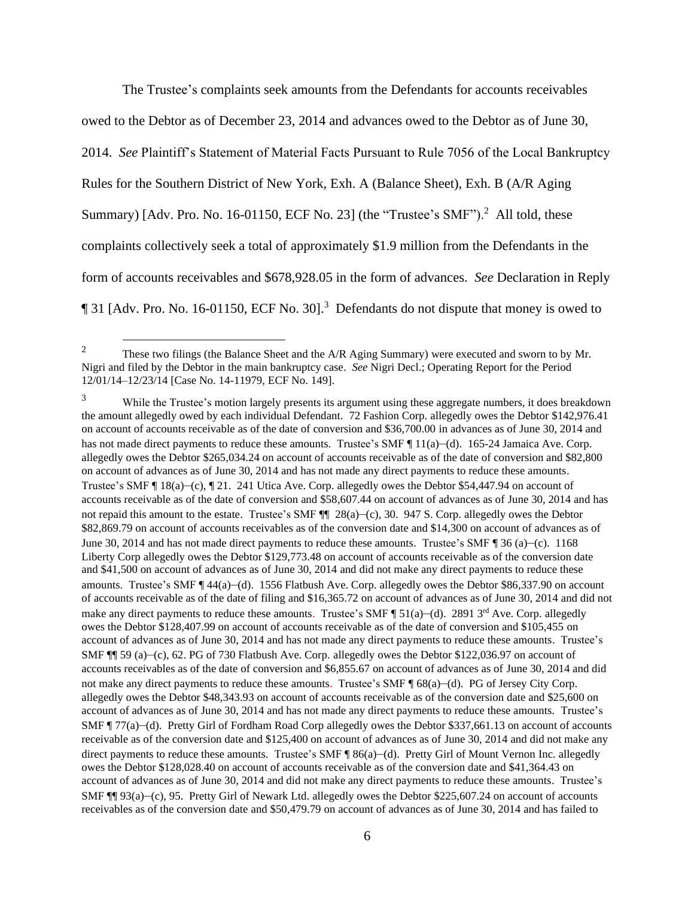The Trustee's complaints seek amounts from the Defendants for accounts receivables owed to the Debtor as of December 23, 2014 and advances owed to the Debtor as of June 30, 2014. *See* Plaintiff's Statement of Material Facts Pursuant to Rule 7056 of the Local Bankruptcy Rules for the Southern District of New York, Exh. A (Balance Sheet), Exh. B (A/R Aging Summary) [Adv. Pro. No. 16-01150, ECF No. 23] (the "Trustee's SMF").[2] All told, these complaints collectively seek a total of approximately $1.9 million from the Defendants in the form of accounts receivables and $678,928.05 in the form of advances. *See* Declaration in Reply ¶ 31 [Adv. Pro. No. 16-01150, ECF No. 30].[3] Defendants do not dispute that money is owed to

---

[2] These two filings (the Balance Sheet and the A/R Aging Summary) were executed and sworn to by Mr. Nigri and filed by the Debtor in the main bankruptcy case. *See* Nigri Decl.; Operating Report for the Period 12/01/14–12/23/14 [Case No. 14-11979, ECF No. 149].

[3] While the Trustee's motion largely presents its argument using these aggregate numbers, it does breakdown the amount allegedly owed by each individual Defendant. 72 Fashion Corp. allegedly owes the Debtor $142,976.41 on account of accounts receivable as of the date of conversion and $36,700.00 in advances as of June 30, 2014 and has not made direct payments to reduce these amounts. Trustee's SMF ¶ 11(a)–(d). 165-24 Jamaica Ave. Corp. allegedly owes the Debtor $265,034.24 on account of accounts receivable as of the date of conversion and $82,800 on account of advances as of June 30, 2014 and has not made any direct payments to reduce these amounts. Trustee's SMF ¶ 18(a)–(c), ¶ 21. 241 Utica Ave. Corp. allegedly owes the Debtor $54,447.94 on account of accounts receivable as of the date of conversion and $58,607.44 on account of advances as of June 30, 2014 and has not repaid this amount to the estate. Trustee's SMF ¶¶ 28(a)–(c), 30. 947 S. Corp. allegedly owes the Debtor $82,869.79 on account of accounts receivables as of the conversion date and $14,300 on account of advances as of June 30, 2014 and has not made direct payments to reduce these amounts. Trustee's SMF ¶ 36 (a)–(c). 1168 Liberty Corp allegedly owes the Debtor $129,773.48 on account of accounts receivable as of the conversion date and $41,500 on account of advances as of June 30, 2014 and did not make any direct payments to reduce these amounts. Trustee's SMF ¶ 44(a)–(d). 1556 Flatbush Ave. Corp. allegedly owes the Debtor $86,337.90 on account of accounts receivable as of the date of filing and $16,365.72 on account of advances as of June 30, 2014 and did not make any direct payments to reduce these amounts. Trustee's SMF ¶ 51(a)–(d). 2891 3rd Ave. Corp. allegedly owes the Debtor $128,407.99 on account of accounts receivable as of the date of conversion and $105,455 on account of advances as of June 30, 2014 and has not made any direct payments to reduce these amounts. Trustee's SMF ¶¶ 59 (a)–(c), 62. PG of 730 Flatbush Ave. Corp. allegedly owes the Debtor $122,036.97 on account of accounts receivables as of the date of conversion and $6,855.67 on account of advances as of June 30, 2014 and did not make any direct payments to reduce these amounts. Trustee's SMF ¶ 68(a)–(d). PG of Jersey City Corp. allegedly owes the Debtor $48,343.93 on account of accounts receivable as of the conversion date and $25,600 on account of advances as of June 30, 2014 and has not made any direct payments to reduce these amounts. Trustee's SMF ¶ 77(a)–(d). Pretty Girl of Fordham Road Corp allegedly owes the Debtor $337,661.13 on account of accounts receivable as of the conversion date and $125,400 on account of advances as of June 30, 2014 and did not make any direct payments to reduce these amounts. Trustee's SMF ¶ 86(a)–(d). Pretty Girl of Mount Vernon Inc. allegedly owes the Debtor $128,028.40 on account of accounts receivable as of the conversion date and $41,364.43 on account of advances as of June 30, 2014 and did not make any direct payments to reduce these amounts. Trustee's SMF ¶¶ 93(a)–(c), 95. Pretty Girl of Newark Ltd. allegedly owes the Debtor $225,607.24 on account of accounts receivables as of the conversion date and $50,479.79 on account of advances as of June 30, 2014 and has failed to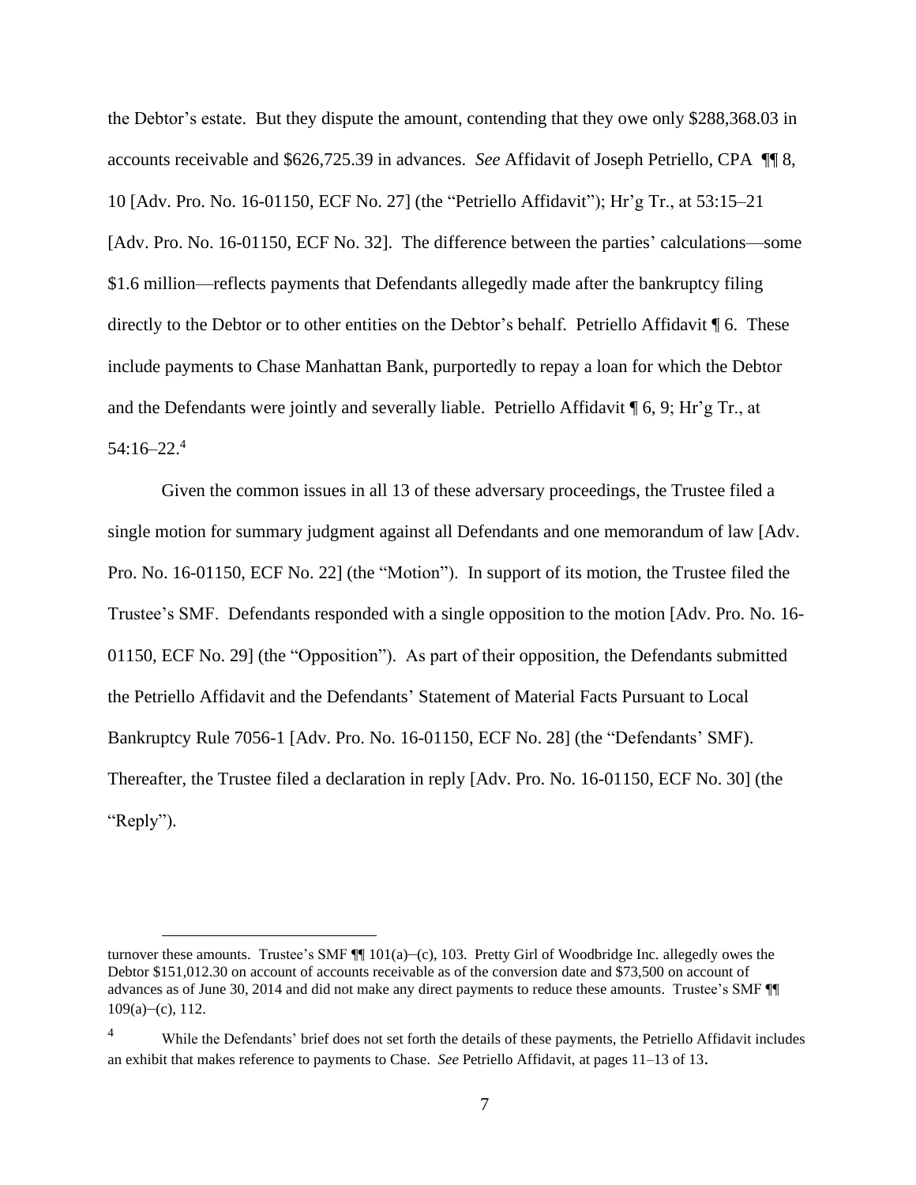the Debtor's estate. But they dispute the amount, contending that they owe only $288,368.03 in accounts receivable and $626,725.39 in advances. *See* Affidavit of Joseph Petriello, CPA ¶¶ 8, 10 [Adv. Pro. No. 16-01150, ECF No. 27] (the "Petriello Affidavit"); Hr'g Tr., at 53:15–21 [Adv. Pro. No. 16-01150, ECF No. 32]. The difference between the parties' calculations—some $1.6 million—reflects payments that Defendants allegedly made after the bankruptcy filing directly to the Debtor or to other entities on the Debtor's behalf. Petriello Affidavit ¶ 6. These include payments to Chase Manhattan Bank, purportedly to repay a loan for which the Debtor and the Defendants were jointly and severally liable. Petriello Affidavit ¶ 6, 9; Hr'g Tr., at 54:16–22.[4]

Given the common issues in all 13 of these adversary proceedings, the Trustee filed a single motion for summary judgment against all Defendants and one memorandum of law [Adv. Pro. No. 16-01150, ECF No. 22] (the "Motion"). In support of its motion, the Trustee filed the Trustee's SMF. Defendants responded with a single opposition to the motion [Adv. Pro. No. 16-01150, ECF No. 29] (the "Opposition"). As part of their opposition, the Defendants submitted the Petriello Affidavit and the Defendants' Statement of Material Facts Pursuant to Local Bankruptcy Rule 7056-1 [Adv. Pro. No. 16-01150, ECF No. 28] (the "Defendants' SMF). Thereafter, the Trustee filed a declaration in reply [Adv. Pro. No. 16-01150, ECF No. 30] (the "Reply").

---

turnover these amounts. Trustee's SMF ¶¶ 101(a)–(c), 103. Pretty Girl of Woodbridge Inc. allegedly owes the Debtor $151,012.30 on account of accounts receivable as of the conversion date and $73,500 on account of advances as of June 30, 2014 and did not make any direct payments to reduce these amounts. Trustee's SMF ¶¶ 109(a)–(c), 112.

[4] While the Defendants' brief does not set forth the details of these payments, the Petriello Affidavit includes an exhibit that makes reference to payments to Chase. *See* Petriello Affidavit, at pages 11–13 of 13.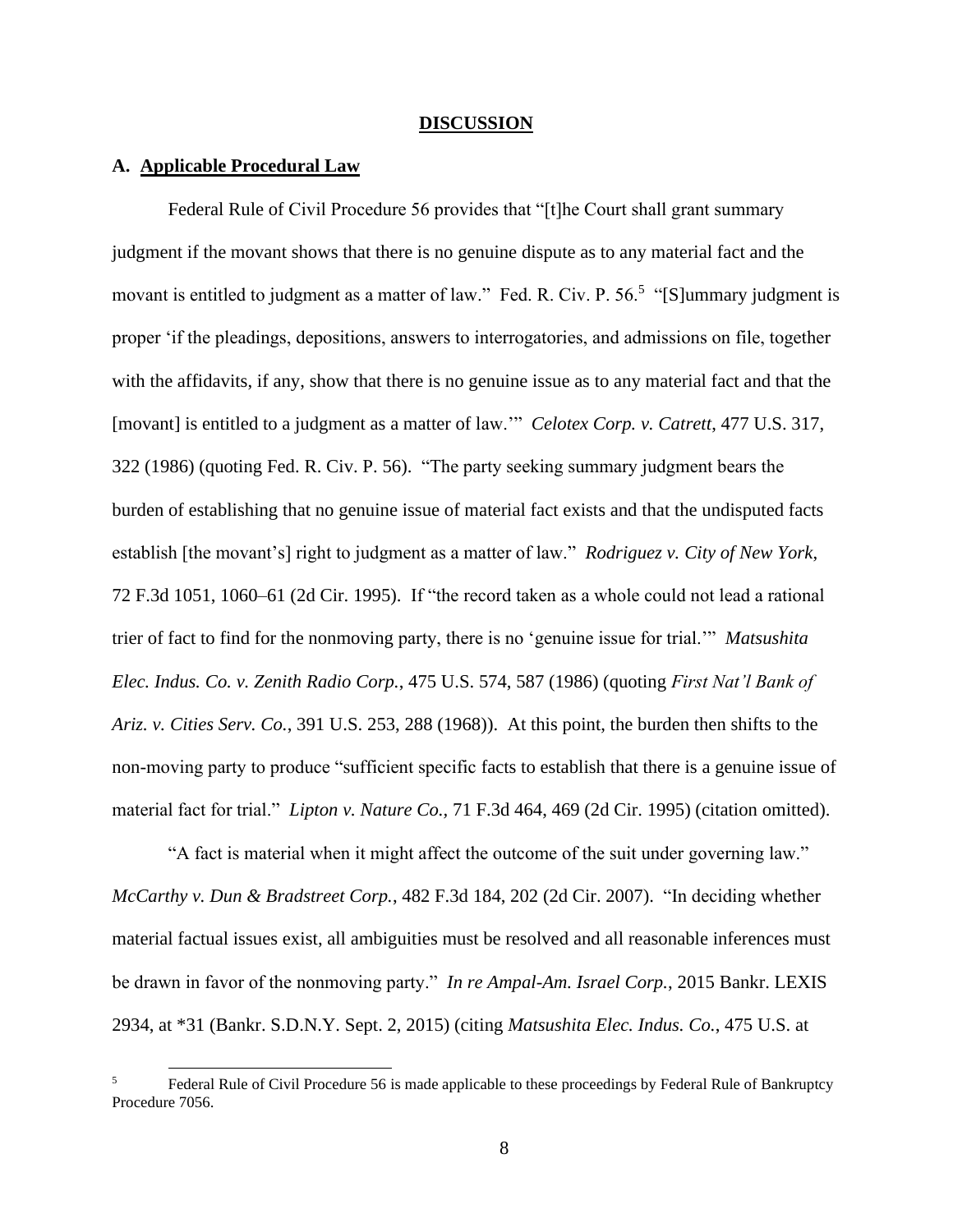## DISCUSSION

### A. Applicable Procedural Law

Federal Rule of Civil Procedure 56 provides that "[t]he Court shall grant summary judgment if the movant shows that there is no genuine dispute as to any material fact and the movant is entitled to judgment as a matter of law." Fed. R. Civ. P. 56.[5] "[S]ummary judgment is proper 'if the pleadings, depositions, answers to interrogatories, and admissions on file, together with the affidavits, if any, show that there is no genuine issue as to any material fact and that the [movant] is entitled to a judgment as a matter of law.'" *Celotex Corp. v. Catrett*, 477 U.S. 317, 322 (1986) (quoting Fed. R. Civ. P. 56). "The party seeking summary judgment bears the burden of establishing that no genuine issue of material fact exists and that the undisputed facts establish [the movant's] right to judgment as a matter of law." *Rodriguez v. City of New York*, 72 F.3d 1051, 1060–61 (2d Cir. 1995). If "the record taken as a whole could not lead a rational trier of fact to find for the nonmoving party, there is no 'genuine issue for trial.'" *Matsushita Elec. Indus. Co. v. Zenith Radio Corp.*, 475 U.S. 574, 587 (1986) (quoting *First Nat'l Bank of Ariz. v. Cities Serv. Co.*, 391 U.S. 253, 288 (1968)). At this point, the burden then shifts to the non-moving party to produce "sufficient specific facts to establish that there is a genuine issue of material fact for trial." *Lipton v. Nature Co.,* 71 F.3d 464, 469 (2d Cir. 1995) (citation omitted).

"A fact is material when it might affect the outcome of the suit under governing law." *McCarthy v. Dun & Bradstreet Corp.*, 482 F.3d 184, 202 (2d Cir. 2007). "In deciding whether material factual issues exist, all ambiguities must be resolved and all reasonable inferences must be drawn in favor of the nonmoving party." *In re Ampal-Am. Israel Corp.*, 2015 Bankr. LEXIS 2934, at *31 (Bankr. S.D.N.Y. Sept. 2, 2015) (citing *Matsushita Elec. Indus. Co.*, 475 U.S. at

[5] Federal Rule of Civil Procedure 56 is made applicable to these proceedings by Federal Rule of Bankruptcy Procedure 7056.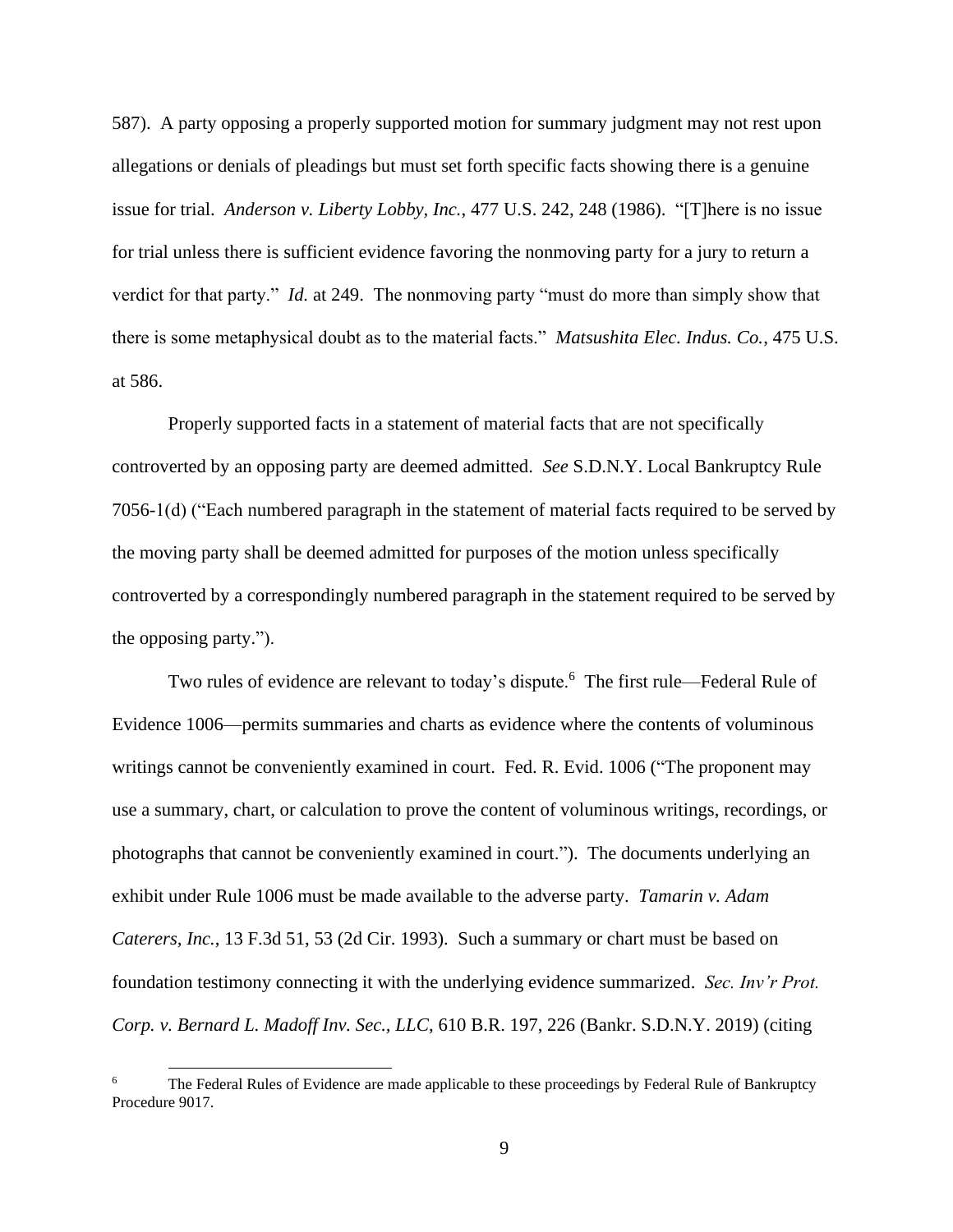587). A party opposing a properly supported motion for summary judgment may not rest upon allegations or denials of pleadings but must set forth specific facts showing there is a genuine issue for trial. *Anderson v. Liberty Lobby, Inc.*, 477 U.S. 242, 248 (1986). "[T]here is no issue for trial unless there is sufficient evidence favoring the nonmoving party for a jury to return a verdict for that party." *Id.* at 249. The nonmoving party "must do more than simply show that there is some metaphysical doubt as to the material facts." *Matsushita Elec. Indus. Co.*, 475 U.S. at 586.

Properly supported facts in a statement of material facts that are not specifically controverted by an opposing party are deemed admitted. *See* S.D.N.Y. Local Bankruptcy Rule 7056-1(d) ("Each numbered paragraph in the statement of material facts required to be served by the moving party shall be deemed admitted for purposes of the motion unless specifically controverted by a correspondingly numbered paragraph in the statement required to be served by the opposing party.").

Two rules of evidence are relevant to today's dispute.[6] The first rule—Federal Rule of Evidence 1006—permits summaries and charts as evidence where the contents of voluminous writings cannot be conveniently examined in court. Fed. R. Evid. 1006 ("The proponent may use a summary, chart, or calculation to prove the content of voluminous writings, recordings, or photographs that cannot be conveniently examined in court."). The documents underlying an exhibit under Rule 1006 must be made available to the adverse party. *Tamarin v. Adam Caterers, Inc.*, 13 F.3d 51, 53 (2d Cir. 1993). Such a summary or chart must be based on foundation testimony connecting it with the underlying evidence summarized. *Sec. Inv'r Prot. Corp. v. Bernard L. Madoff Inv. Sec., LLC*, 610 B.R. 197, 226 (Bankr. S.D.N.Y. 2019) (citing

[6] The Federal Rules of Evidence are made applicable to these proceedings by Federal Rule of Bankruptcy Procedure 9017.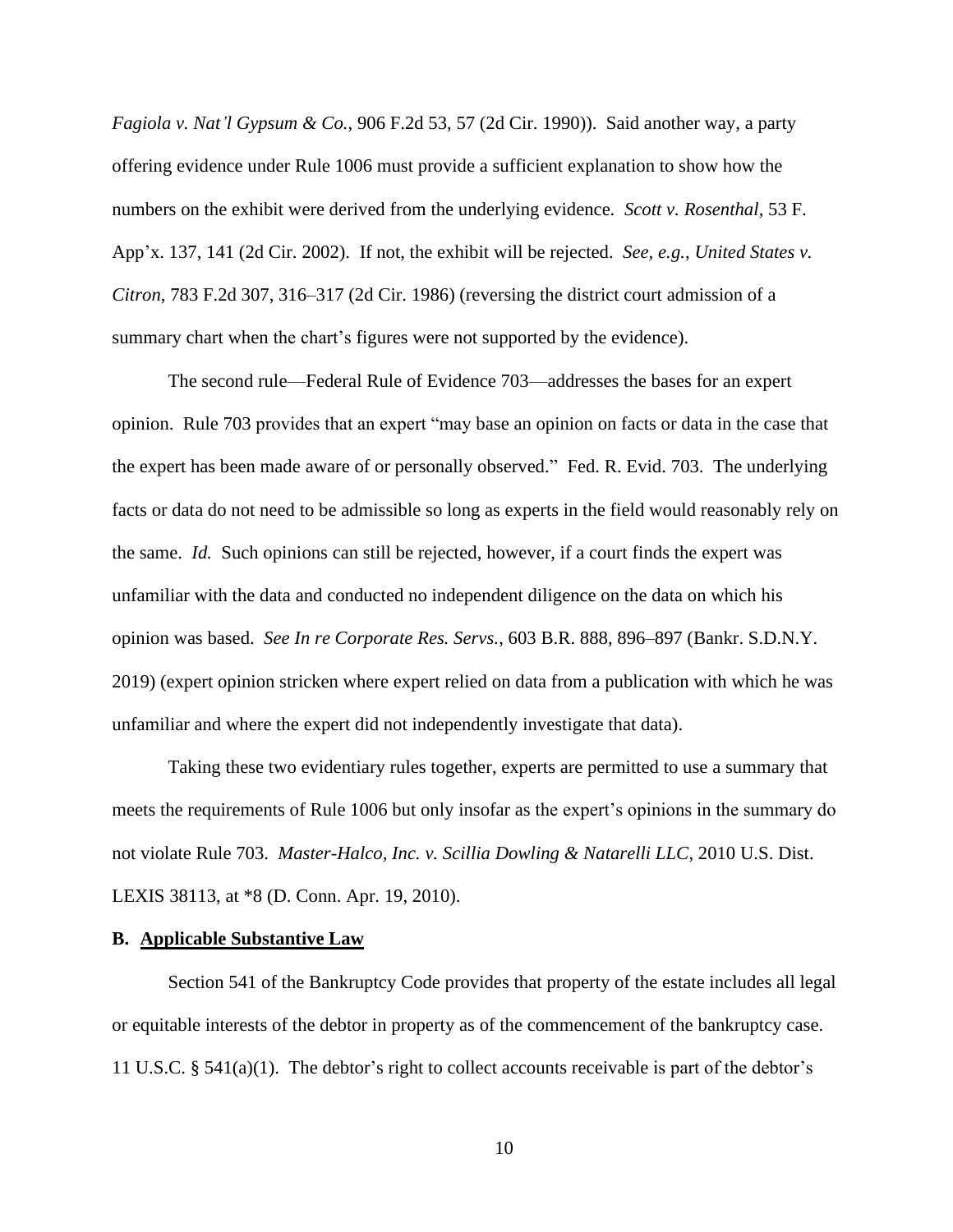*Fagiola v. Nat'l Gypsum & Co.*, 906 F.2d 53, 57 (2d Cir. 1990)). Said another way, a party offering evidence under Rule 1006 must provide a sufficient explanation to show how the numbers on the exhibit were derived from the underlying evidence. *Scott v. Rosenthal*, 53 F. App'x. 137, 141 (2d Cir. 2002). If not, the exhibit will be rejected. *See, e.g.*, *United States v. Citron*, 783 F.2d 307, 316–317 (2d Cir. 1986) (reversing the district court admission of a summary chart when the chart's figures were not supported by the evidence).

The second rule—Federal Rule of Evidence 703—addresses the bases for an expert opinion. Rule 703 provides that an expert "may base an opinion on facts or data in the case that the expert has been made aware of or personally observed." Fed. R. Evid. 703. The underlying facts or data do not need to be admissible so long as experts in the field would reasonably rely on the same. *Id.* Such opinions can still be rejected, however, if a court finds the expert was unfamiliar with the data and conducted no independent diligence on the data on which his opinion was based. *See In re Corporate Res. Servs.*, 603 B.R. 888, 896–897 (Bankr. S.D.N.Y. 2019) (expert opinion stricken where expert relied on data from a publication with which he was unfamiliar and where the expert did not independently investigate that data).

Taking these two evidentiary rules together, experts are permitted to use a summary that meets the requirements of Rule 1006 but only insofar as the expert's opinions in the summary do not violate Rule 703. *Master-Halco, Inc. v. Scillia Dowling & Natarelli LLC*, 2010 U.S. Dist. LEXIS 38113, at *8 (D. Conn. Apr. 19, 2010).

### B. Applicable Substantive Law

Section 541 of the Bankruptcy Code provides that property of the estate includes all legal or equitable interests of the debtor in property as of the commencement of the bankruptcy case. 11 U.S.C. § 541(a)(1). The debtor's right to collect accounts receivable is part of the debtor's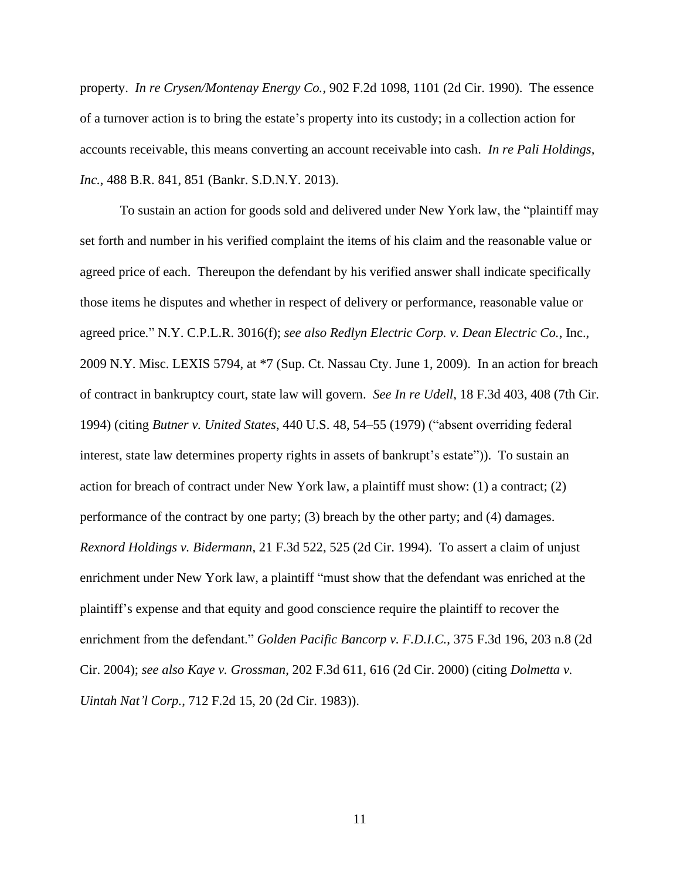property. *In re Crysen/Montenay Energy Co.*, 902 F.2d 1098, 1101 (2d Cir. 1990). The essence of a turnover action is to bring the estate's property into its custody; in a collection action for accounts receivable, this means converting an account receivable into cash. *In re Pali Holdings, Inc.*, 488 B.R. 841, 851 (Bankr. S.D.N.Y. 2013).

To sustain an action for goods sold and delivered under New York law, the "plaintiff may set forth and number in his verified complaint the items of his claim and the reasonable value or agreed price of each. Thereupon the defendant by his verified answer shall indicate specifically those items he disputes and whether in respect of delivery or performance, reasonable value or agreed price." N.Y. C.P.L.R. 3016(f); *see also Redlyn Electric Corp. v. Dean Electric Co.*, Inc., 2009 N.Y. Misc. LEXIS 5794, at *7 (Sup. Ct. Nassau Cty. June 1, 2009). In an action for breach of contract in bankruptcy court, state law will govern. *See In re Udell*, 18 F.3d 403, 408 (7th Cir. 1994) (citing *Butner v. United States*, 440 U.S. 48, 54–55 (1979) ("absent overriding federal interest, state law determines property rights in assets of bankrupt's estate")). To sustain an action for breach of contract under New York law, a plaintiff must show: (1) a contract; (2) performance of the contract by one party; (3) breach by the other party; and (4) damages. *Rexnord Holdings v. Bidermann*, 21 F.3d 522, 525 (2d Cir. 1994). To assert a claim of unjust enrichment under New York law, a plaintiff "must show that the defendant was enriched at the plaintiff's expense and that equity and good conscience require the plaintiff to recover the enrichment from the defendant." *Golden Pacific Bancorp v. F.D.I.C.*, 375 F.3d 196, 203 n.8 (2d Cir. 2004); *see also Kaye v. Grossman*, 202 F.3d 611, 616 (2d Cir. 2000) (citing *Dolmetta v. Uintah Nat'l Corp.*, 712 F.2d 15, 20 (2d Cir. 1983)).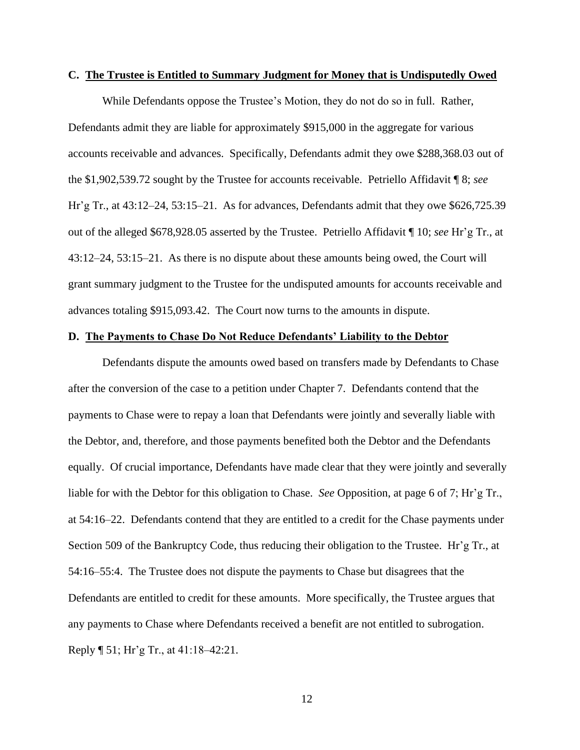### C. <u>The Trustee is Entitled to Summary Judgment for Money that is Undisputedly Owed</u>

While Defendants oppose the Trustee's Motion, they do not do so in full. Rather, Defendants admit they are liable for approximately $915,000 in the aggregate for various accounts receivable and advances. Specifically, Defendants admit they owe $288,368.03 out of the $1,902,539.72 sought by the Trustee for accounts receivable. Petriello Affidavit ¶ 8; *see* Hr'g Tr., at 43:12–24, 53:15–21. As for advances, Defendants admit that they owe $626,725.39 out of the alleged $678,928.05 asserted by the Trustee. Petriello Affidavit ¶ 10; *see* Hr'g Tr., at 43:12–24, 53:15–21. As there is no dispute about these amounts being owed, the Court will grant summary judgment to the Trustee for the undisputed amounts for accounts receivable and advances totaling $915,093.42. The Court now turns to the amounts in dispute.

### D. <u>The Payments to Chase Do Not Reduce Defendants' Liability to the Debtor</u>

Defendants dispute the amounts owed based on transfers made by Defendants to Chase after the conversion of the case to a petition under Chapter 7. Defendants contend that the payments to Chase were to repay a loan that Defendants were jointly and severally liable with the Debtor, and, therefore, and those payments benefited both the Debtor and the Defendants equally. Of crucial importance, Defendants have made clear that they were jointly and severally liable for with the Debtor for this obligation to Chase. *See* Opposition, at page 6 of 7; Hr'g Tr., at 54:16–22. Defendants contend that they are entitled to a credit for the Chase payments under Section 509 of the Bankruptcy Code, thus reducing their obligation to the Trustee. Hr'g Tr., at 54:16–55:4. The Trustee does not dispute the payments to Chase but disagrees that the Defendants are entitled to credit for these amounts. More specifically, the Trustee argues that any payments to Chase where Defendants received a benefit are not entitled to subrogation. Reply ¶ 51; Hr'g Tr., at 41:18–42:21.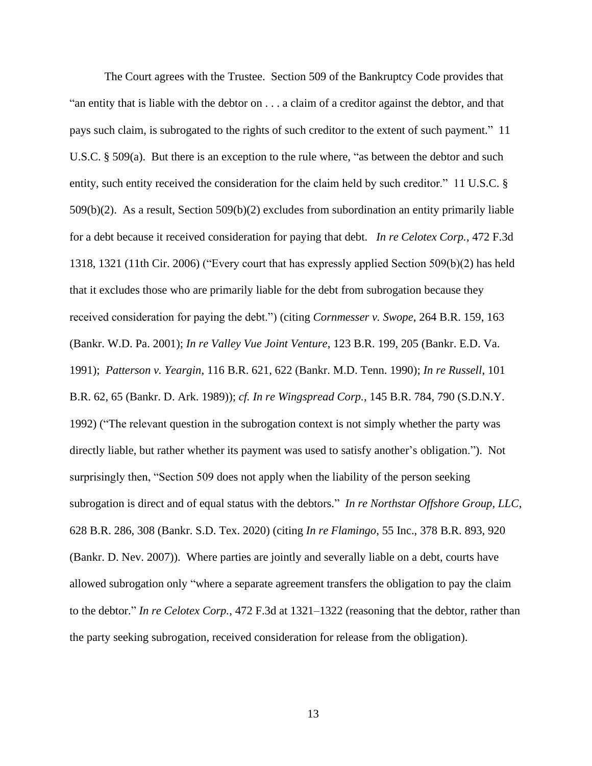The Court agrees with the Trustee. Section 509 of the Bankruptcy Code provides that "an entity that is liable with the debtor on . . . a claim of a creditor against the debtor, and that pays such claim, is subrogated to the rights of such creditor to the extent of such payment." 11 U.S.C. § 509(a). But there is an exception to the rule where, "as between the debtor and such entity, such entity received the consideration for the claim held by such creditor." 11 U.S.C. § 509(b)(2). As a result, Section 509(b)(2) excludes from subordination an entity primarily liable for a debt because it received consideration for paying that debt. *In re Celotex Corp.*, 472 F.3d 1318, 1321 (11th Cir. 2006) ("Every court that has expressly applied Section 509(b)(2) has held that it excludes those who are primarily liable for the debt from subrogation because they received consideration for paying the debt.") (citing *Cornmesser v. Swope*, 264 B.R. 159, 163 (Bankr. W.D. Pa. 2001); *In re Valley Vue Joint Venture*, 123 B.R. 199, 205 (Bankr. E.D. Va. 1991); *Patterson v. Yeargin*, 116 B.R. 621, 622 (Bankr. M.D. Tenn. 1990); *In re Russell*, 101 B.R. 62, 65 (Bankr. D. Ark. 1989)); *cf. In re Wingspread Corp.*, 145 B.R. 784, 790 (S.D.N.Y. 1992) ("The relevant question in the subrogation context is not simply whether the party was directly liable, but rather whether its payment was used to satisfy another's obligation."). Not surprisingly then, "Section 509 does not apply when the liability of the person seeking subrogation is direct and of equal status with the debtors." *In re Northstar Offshore Group, LLC*, 628 B.R. 286, 308 (Bankr. S.D. Tex. 2020) (citing *In re Flamingo*, 55 Inc., 378 B.R. 893, 920 (Bankr. D. Nev. 2007)). Where parties are jointly and severally liable on a debt, courts have allowed subrogation only "where a separate agreement transfers the obligation to pay the claim to the debtor." *In re Celotex Corp.*, 472 F.3d at 1321–1322 (reasoning that the debtor, rather than the party seeking subrogation, received consideration for release from the obligation).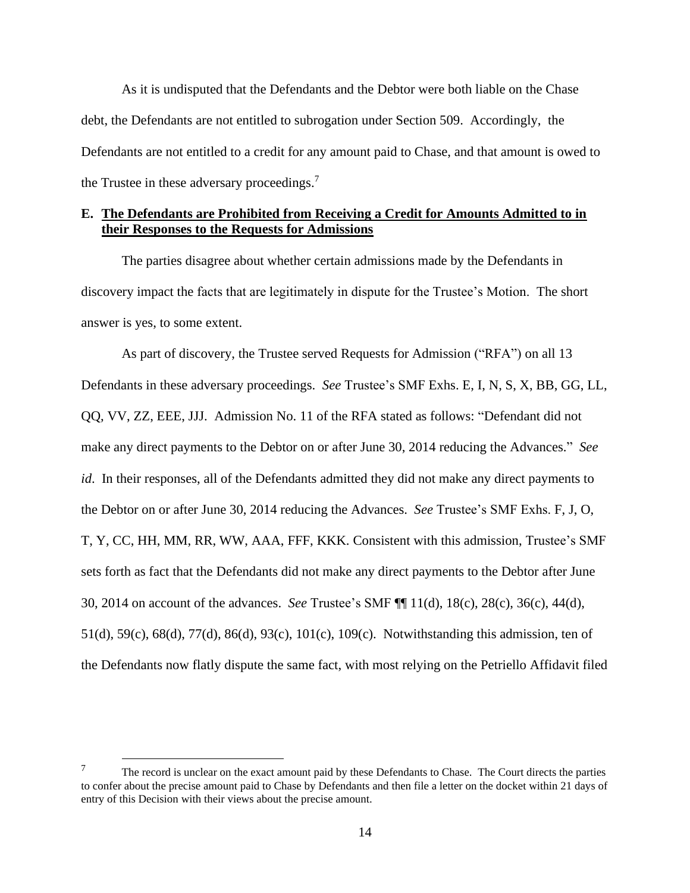As it is undisputed that the Defendants and the Debtor were both liable on the Chase debt, the Defendants are not entitled to subrogation under Section 509. Accordingly, the Defendants are not entitled to a credit for any amount paid to Chase, and that amount is owed to the Trustee in these adversary proceedings.[7]

## E. <u>The Defendants are Prohibited from Receiving a Credit for Amounts Admitted to in their Responses to the Requests for Admissions</u>

The parties disagree about whether certain admissions made by the Defendants in discovery impact the facts that are legitimately in dispute for the Trustee's Motion. The short answer is yes, to some extent.

As part of discovery, the Trustee served Requests for Admission ("RFA") on all 13 Defendants in these adversary proceedings. *See* Trustee's SMF Exhs. E, I, N, S, X, BB, GG, LL, QQ, VV, ZZ, EEE, JJJ. Admission No. 11 of the RFA stated as follows: "Defendant did not make any direct payments to the Debtor on or after June 30, 2014 reducing the Advances." *See id*. In their responses, all of the Defendants admitted they did not make any direct payments to the Debtor on or after June 30, 2014 reducing the Advances. *See* Trustee's SMF Exhs. F, J, O, T, Y, CC, HH, MM, RR, WW, AAA, FFF, KKK. Consistent with this admission, Trustee's SMF sets forth as fact that the Defendants did not make any direct payments to the Debtor after June 30, 2014 on account of the advances. *See* Trustee's SMF ¶¶ 11(d), 18(c), 28(c), 36(c), 44(d), 51(d), 59(c), 68(d), 77(d), 86(d), 93(c), 101(c), 109(c). Notwithstanding this admission, ten of the Defendants now flatly dispute the same fact, with most relying on the Petriello Affidavit filed

---

[7] The record is unclear on the exact amount paid by these Defendants to Chase. The Court directs the parties to confer about the precise amount paid to Chase by Defendants and then file a letter on the docket within 21 days of entry of this Decision with their views about the precise amount.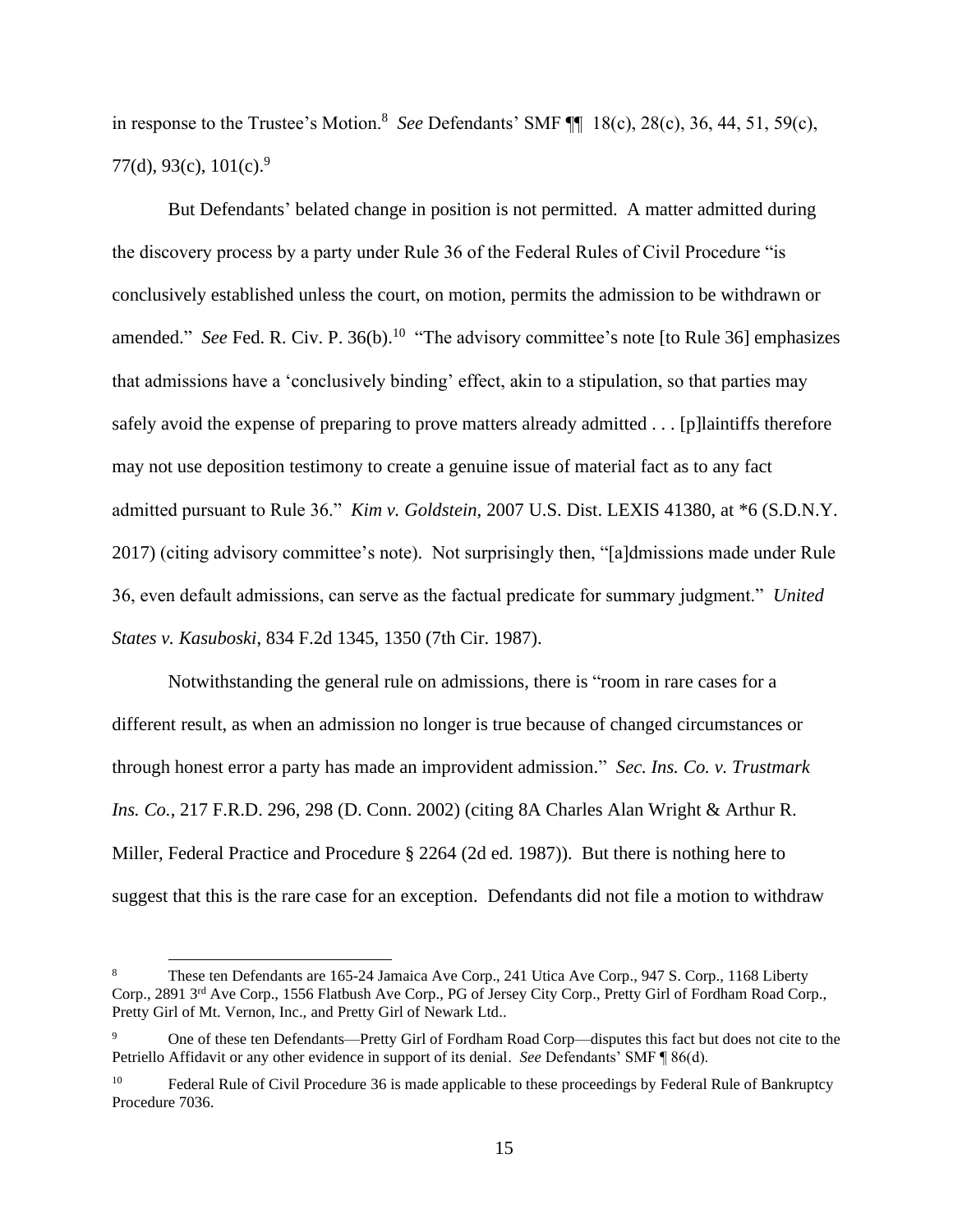in response to the Trustee's Motion.[8] *See* Defendants' SMF ¶¶ 18(c), 28(c), 36, 44, 51, 59(c), 77(d), 93(c), 101(c).[9]

But Defendants' belated change in position is not permitted. A matter admitted during the discovery process by a party under Rule 36 of the Federal Rules of Civil Procedure "is conclusively established unless the court, on motion, permits the admission to be withdrawn or amended." *See* Fed. R. Civ. P. 36(b).[10] "The advisory committee's note [to Rule 36] emphasizes that admissions have a 'conclusively binding' effect, akin to a stipulation, so that parties may safely avoid the expense of preparing to prove matters already admitted . . . [p]laintiffs therefore may not use deposition testimony to create a genuine issue of material fact as to any fact admitted pursuant to Rule 36." *Kim v. Goldstein,* 2007 U.S. Dist. LEXIS 41380, at *6 (S.D.N.Y. 2017) (citing advisory committee's note). Not surprisingly then, "[a]dmissions made under Rule 36, even default admissions, can serve as the factual predicate for summary judgment." *United States v. Kasuboski*, 834 F.2d 1345, 1350 (7th Cir. 1987).

Notwithstanding the general rule on admissions, there is "room in rare cases for a different result, as when an admission no longer is true because of changed circumstances or through honest error a party has made an improvident admission." *Sec. Ins. Co. v. Trustmark Ins. Co.*, 217 F.R.D. 296, 298 (D. Conn. 2002) (citing 8A Charles Alan Wright & Arthur R. Miller, Federal Practice and Procedure § 2264 (2d ed. 1987)). But there is nothing here to suggest that this is the rare case for an exception. Defendants did not file a motion to withdraw

---

[8] These ten Defendants are 165-24 Jamaica Ave Corp., 241 Utica Ave Corp., 947 S. Corp., 1168 Liberty Corp., 2891 3rd Ave Corp., 1556 Flatbush Ave Corp., PG of Jersey City Corp., Pretty Girl of Fordham Road Corp., Pretty Girl of Mt. Vernon, Inc., and Pretty Girl of Newark Ltd..

[9] One of these ten Defendants—Pretty Girl of Fordham Road Corp—disputes this fact but does not cite to the Petriello Affidavit or any other evidence in support of its denial. *See* Defendants' SMF ¶ 86(d).

[10] Federal Rule of Civil Procedure 36 is made applicable to these proceedings by Federal Rule of Bankruptcy Procedure 7036.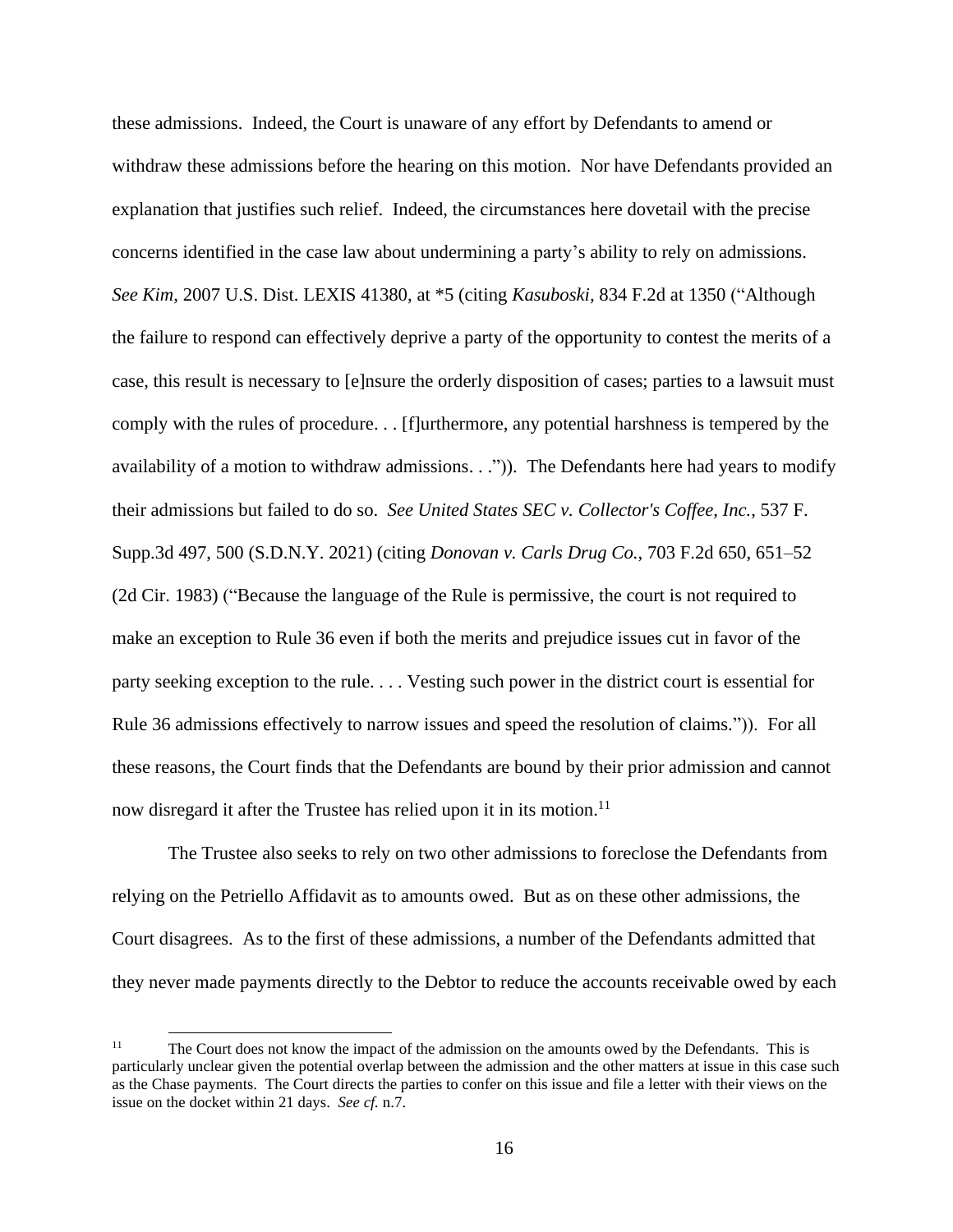these admissions. Indeed, the Court is unaware of any effort by Defendants to amend or withdraw these admissions before the hearing on this motion. Nor have Defendants provided an explanation that justifies such relief. Indeed, the circumstances here dovetail with the precise concerns identified in the case law about undermining a party's ability to rely on admissions. *See Kim*, 2007 U.S. Dist. LEXIS 41380, at *5 (citing *Kasuboski*, 834 F.2d at 1350 ("Although the failure to respond can effectively deprive a party of the opportunity to contest the merits of a case, this result is necessary to [e]nsure the orderly disposition of cases; parties to a lawsuit must comply with the rules of procedure. . . [f]urthermore, any potential harshness is tempered by the availability of a motion to withdraw admissions. . .")). The Defendants here had years to modify their admissions but failed to do so. *See United States SEC v. Collector's Coffee, Inc.*, 537 F. Supp.3d 497, 500 (S.D.N.Y. 2021) (citing *Donovan v. Carls Drug Co.*, 703 F.2d 650, 651–52 (2d Cir. 1983) ("Because the language of the Rule is permissive, the court is not required to make an exception to Rule 36 even if both the merits and prejudice issues cut in favor of the party seeking exception to the rule. . . . Vesting such power in the district court is essential for Rule 36 admissions effectively to narrow issues and speed the resolution of claims.")). For all these reasons, the Court finds that the Defendants are bound by their prior admission and cannot now disregard it after the Trustee has relied upon it in its motion.[11]

The Trustee also seeks to rely on two other admissions to foreclose the Defendants from relying on the Petriello Affidavit as to amounts owed. But as on these other admissions, the Court disagrees. As to the first of these admissions, a number of the Defendants admitted that they never made payments directly to the Debtor to reduce the accounts receivable owed by each

[11] The Court does not know the impact of the admission on the amounts owed by the Defendants. This is particularly unclear given the potential overlap between the admission and the other matters at issue in this case such as the Chase payments. The Court directs the parties to confer on this issue and file a letter with their views on the issue on the docket within 21 days. *See cf.* n.7.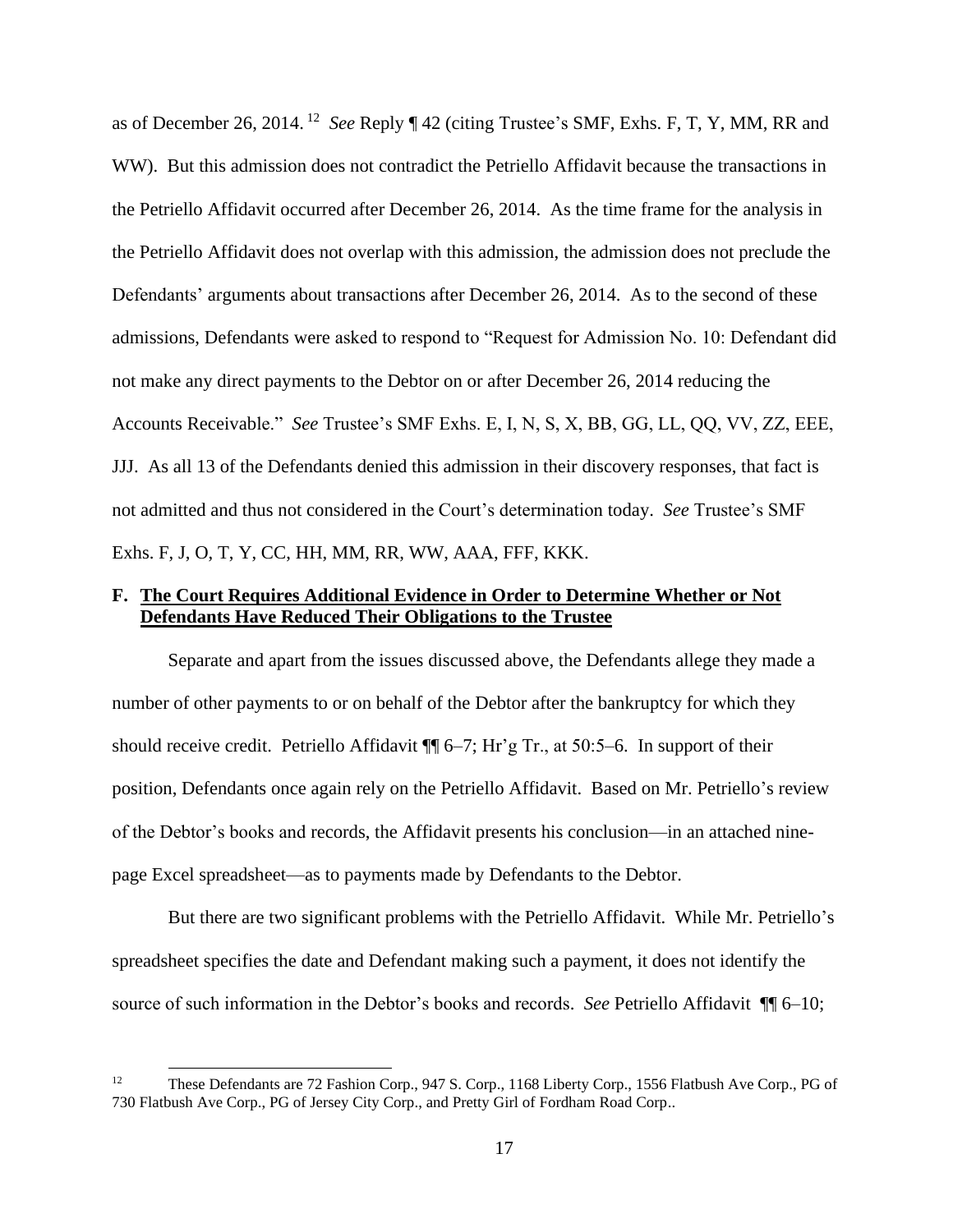as of December 26, 2014.[12] *See* Reply ¶ 42 (citing Trustee's SMF, Exhs. F, T, Y, MM, RR and WW). But this admission does not contradict the Petriello Affidavit because the transactions in the Petriello Affidavit occurred after December 26, 2014. As the time frame for the analysis in the Petriello Affidavit does not overlap with this admission, the admission does not preclude the Defendants' arguments about transactions after December 26, 2014. As to the second of these admissions, Defendants were asked to respond to "Request for Admission No. 10: Defendant did not make any direct payments to the Debtor on or after December 26, 2014 reducing the Accounts Receivable." *See* Trustee's SMF Exhs. E, I, N, S, X, BB, GG, LL, QQ, VV, ZZ, EEE, JJJ. As all 13 of the Defendants denied this admission in their discovery responses, that fact is not admitted and thus not considered in the Court's determination today. *See* Trustee's SMF Exhs. F, J, O, T, Y, CC, HH, MM, RR, WW, AAA, FFF, KKK.

**F. <u>The Court Requires Additional Evidence in Order to Determine Whether or Not Defendants Have Reduced Their Obligations to the Trustee</u>**

Separate and apart from the issues discussed above, the Defendants allege they made a number of other payments to or on behalf of the Debtor after the bankruptcy for which they should receive credit. Petriello Affidavit ¶¶ 6–7; Hr'g Tr., at 50:5–6. In support of their position, Defendants once again rely on the Petriello Affidavit. Based on Mr. Petriello's review of the Debtor's books and records, the Affidavit presents his conclusion—in an attached nine-page Excel spreadsheet—as to payments made by Defendants to the Debtor.

But there are two significant problems with the Petriello Affidavit. While Mr. Petriello's spreadsheet specifies the date and Defendant making such a payment, it does not identify the source of such information in the Debtor's books and records. *See* Petriello Affidavit ¶¶ 6–10;

---

[12] These Defendants are 72 Fashion Corp., 947 S. Corp., 1168 Liberty Corp., 1556 Flatbush Ave Corp., PG of 730 Flatbush Ave Corp., PG of Jersey City Corp., and Pretty Girl of Fordham Road Corp..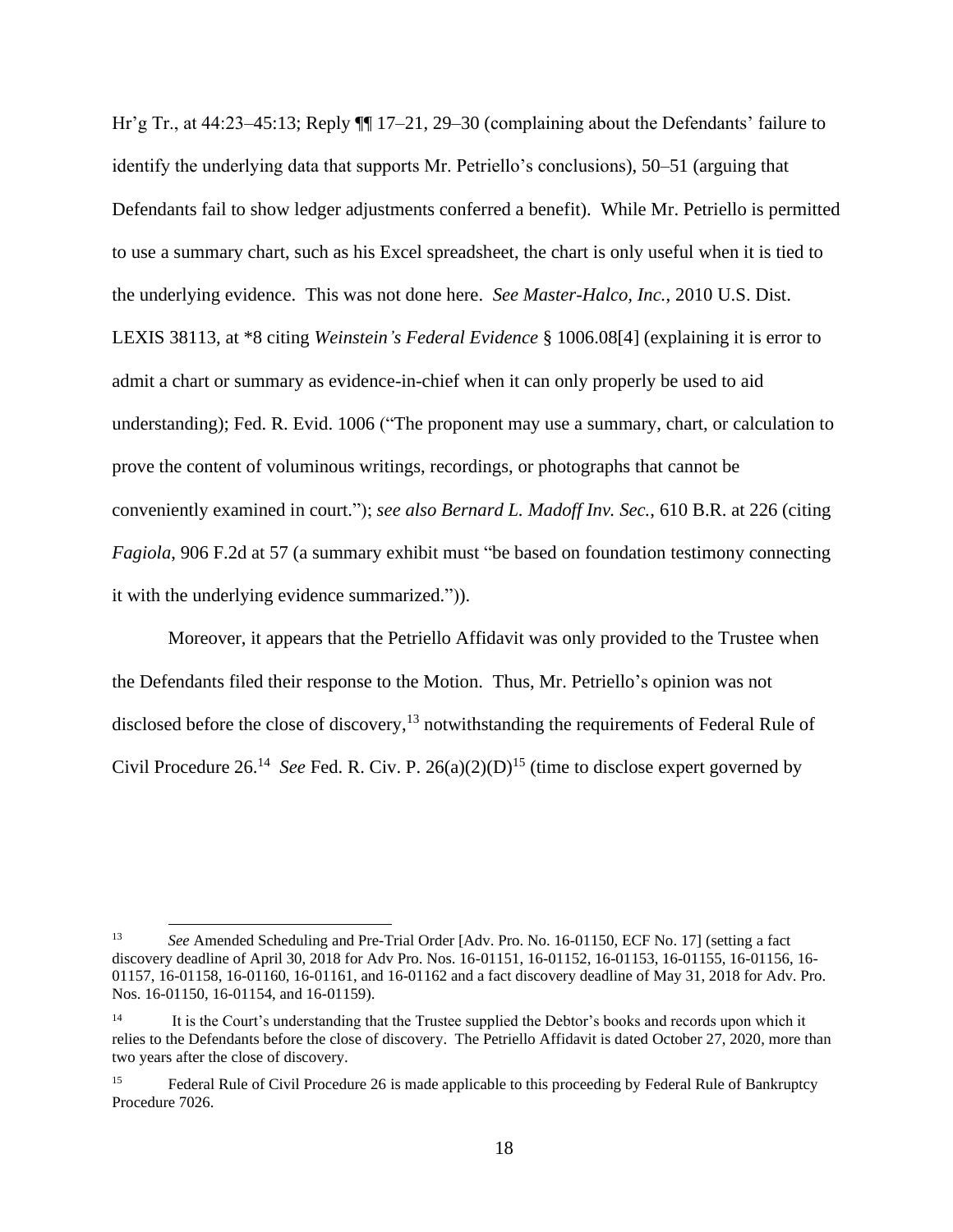Hr'g Tr., at 44:23–45:13; Reply ¶¶ 17–21, 29–30 (complaining about the Defendants' failure to identify the underlying data that supports Mr. Petriello's conclusions), 50–51 (arguing that Defendants fail to show ledger adjustments conferred a benefit). While Mr. Petriello is permitted to use a summary chart, such as his Excel spreadsheet, the chart is only useful when it is tied to the underlying evidence. This was not done here. *See Master-Halco, Inc.*, 2010 U.S. Dist. LEXIS 38113, at *8 citing *Weinstein's Federal Evidence* § 1006.08[4] (explaining it is error to admit a chart or summary as evidence-in-chief when it can only properly be used to aid understanding); Fed. R. Evid. 1006 ("The proponent may use a summary, chart, or calculation to prove the content of voluminous writings, recordings, or photographs that cannot be conveniently examined in court."); *see also Bernard L. Madoff Inv. Sec.*, 610 B.R. at 226 (citing *Fagiola*, 906 F.2d at 57 (a summary exhibit must "be based on foundation testimony connecting it with the underlying evidence summarized.")).

Moreover, it appears that the Petriello Affidavit was only provided to the Trustee when the Defendants filed their response to the Motion. Thus, Mr. Petriello's opinion was not disclosed before the close of discovery,[13] notwithstanding the requirements of Federal Rule of Civil Procedure 26.[14] *See* Fed. R. Civ. P. 26(a)(2)(D)[15] (time to disclose expert governed by

---

[13] *See* Amended Scheduling and Pre-Trial Order [Adv. Pro. No. 16-01150, ECF No. 17] (setting a fact discovery deadline of April 30, 2018 for Adv Pro. Nos. 16-01151, 16-01152, 16-01153, 16-01155, 16-01156, 16-01157, 16-01158, 16-01160, 16-01161, and 16-01162 and a fact discovery deadline of May 31, 2018 for Adv. Pro. Nos. 16-01150, 16-01154, and 16-01159).

[14] It is the Court's understanding that the Trustee supplied the Debtor's books and records upon which it relies to the Defendants before the close of discovery. The Petriello Affidavit is dated October 27, 2020, more than two years after the close of discovery.

[15] Federal Rule of Civil Procedure 26 is made applicable to this proceeding by Federal Rule of Bankruptcy Procedure 7026.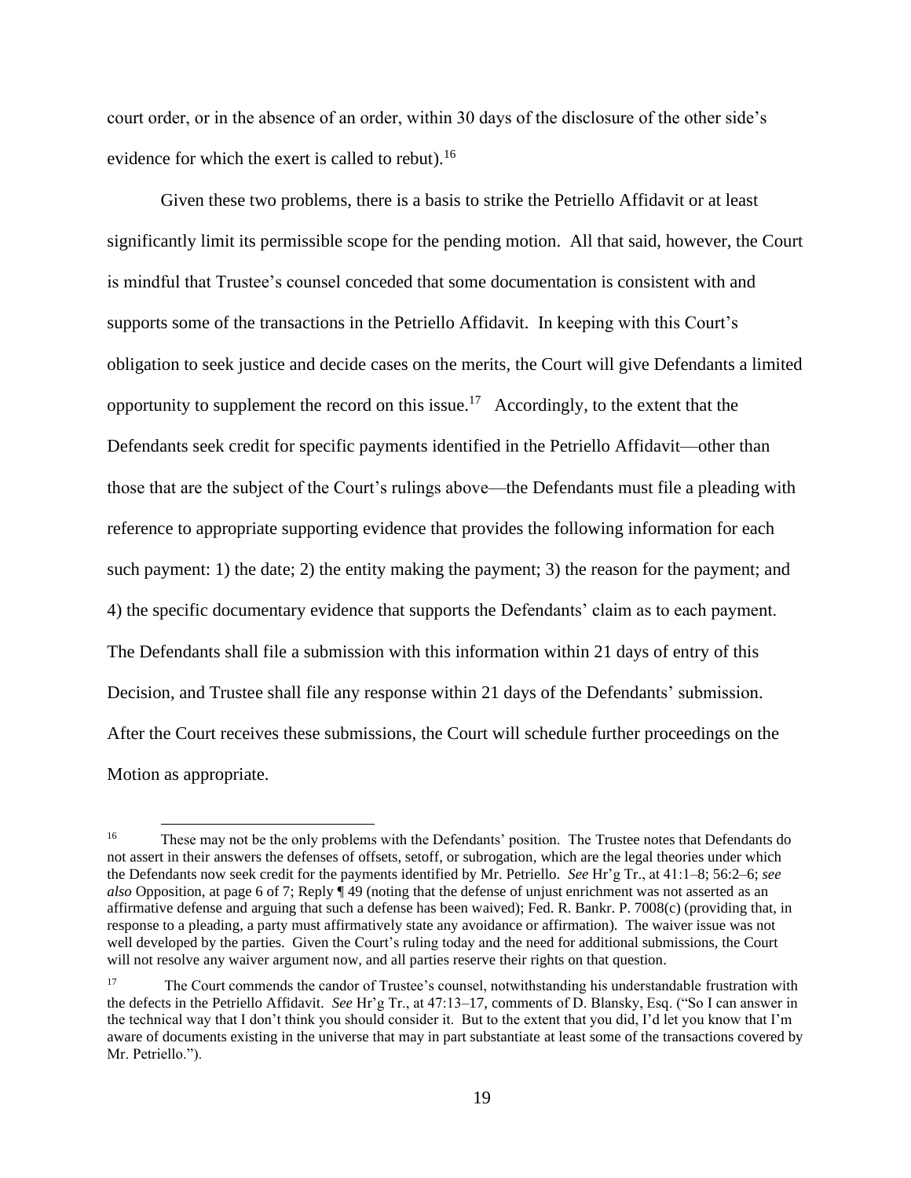court order, or in the absence of an order, within 30 days of the disclosure of the other side's evidence for which the exert is called to rebut).[16]

Given these two problems, there is a basis to strike the Petriello Affidavit or at least significantly limit its permissible scope for the pending motion. All that said, however, the Court is mindful that Trustee's counsel conceded that some documentation is consistent with and supports some of the transactions in the Petriello Affidavit. In keeping with this Court's obligation to seek justice and decide cases on the merits, the Court will give Defendants a limited opportunity to supplement the record on this issue.[17] Accordingly, to the extent that the Defendants seek credit for specific payments identified in the Petriello Affidavit—other than those that are the subject of the Court's rulings above—the Defendants must file a pleading with reference to appropriate supporting evidence that provides the following information for each such payment: 1) the date; 2) the entity making the payment; 3) the reason for the payment; and 4) the specific documentary evidence that supports the Defendants' claim as to each payment. The Defendants shall file a submission with this information within 21 days of entry of this Decision, and Trustee shall file any response within 21 days of the Defendants' submission. After the Court receives these submissions, the Court will schedule further proceedings on the Motion as appropriate.

---

[16] These may not be the only problems with the Defendants' position. The Trustee notes that Defendants do not assert in their answers the defenses of offsets, setoff, or subrogation, which are the legal theories under which the Defendants now seek credit for the payments identified by Mr. Petriello. *See* Hr'g Tr., at 41:1–8; 56:2–6; *see also* Opposition, at page 6 of 7; Reply ¶ 49 (noting that the defense of unjust enrichment was not asserted as an affirmative defense and arguing that such a defense has been waived); Fed. R. Bankr. P. 7008(c) (providing that, in response to a pleading, a party must affirmatively state any avoidance or affirmation). The waiver issue was not well developed by the parties. Given the Court's ruling today and the need for additional submissions, the Court will not resolve any waiver argument now, and all parties reserve their rights on that question.

[17] The Court commends the candor of Trustee's counsel, notwithstanding his understandable frustration with the defects in the Petriello Affidavit. *See* Hr'g Tr., at 47:13–17, comments of D. Blansky, Esq. ("So I can answer in the technical way that I don't think you should consider it. But to the extent that you did, I'd let you know that I'm aware of documents existing in the universe that may in part substantiate at least some of the transactions covered by Mr. Petriello.").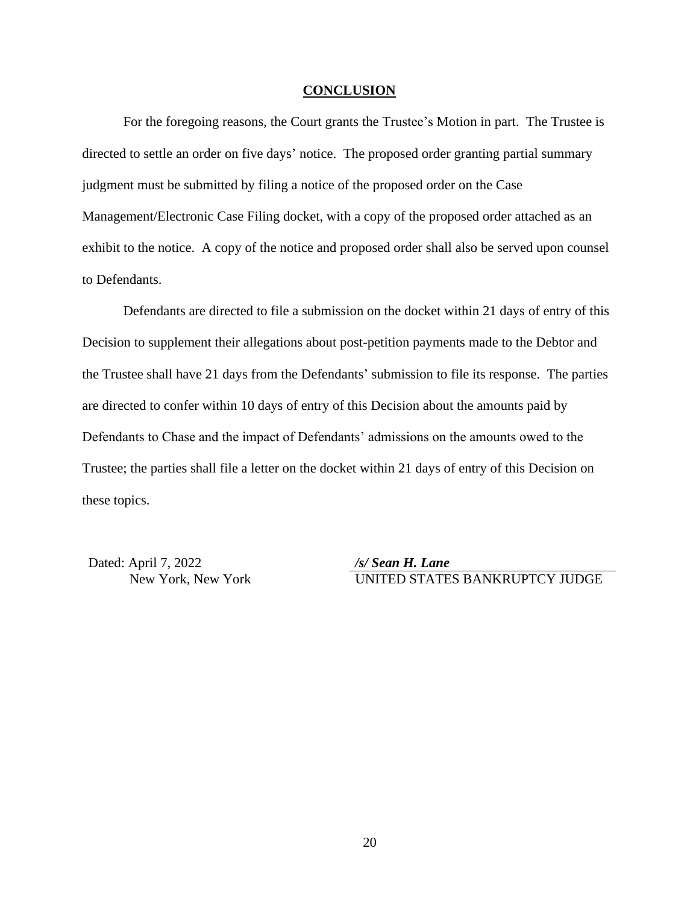## CONCLUSION

For the foregoing reasons, the Court grants the Trustee's Motion in part. The Trustee is directed to settle an order on five days' notice. The proposed order granting partial summary judgment must be submitted by filing a notice of the proposed order on the Case Management/Electronic Case Filing docket, with a copy of the proposed order attached as an exhibit to the notice. A copy of the notice and proposed order shall also be served upon counsel to Defendants.

Defendants are directed to file a submission on the docket within 21 days of entry of this Decision to supplement their allegations about post-petition payments made to the Debtor and the Trustee shall have 21 days from the Defendants' submission to file its response. The parties are directed to confer within 10 days of entry of this Decision about the amounts paid by Defendants to Chase and the impact of Defendants' admissions on the amounts owed to the Trustee; the parties shall file a letter on the docket within 21 days of entry of this Decision on these topics.

Dated: April 7, 2022
New York, New York

***/s/ Sean H. Lane***
UNITED STATES BANKRUPTCY JUDGE